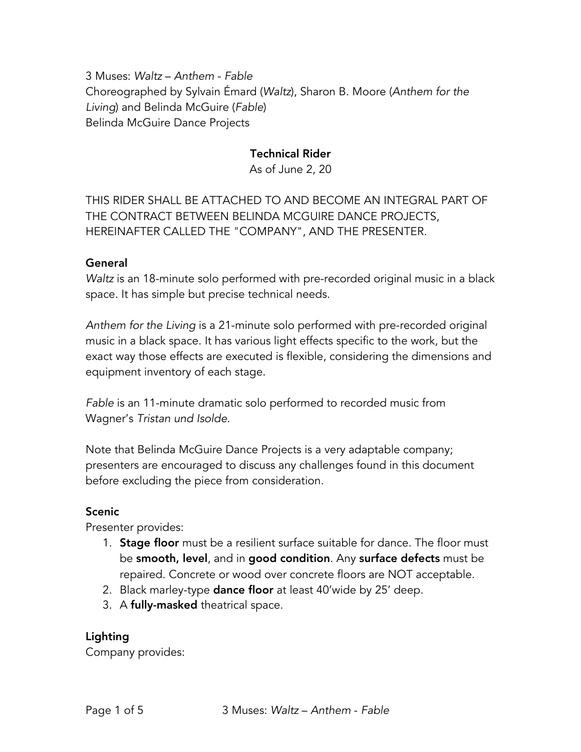3 Muses: *Waltz – Anthem - Fable*
Choreographed by Sylvain Émard (*Waltz*), Sharon B. Moore (*Anthem for the Living*) and Belinda McGuire (*Fable*)
Belinda McGuire Dance Projects

**Technical Rider**
As of June 2, 20

THIS RIDER SHALL BE ATTACHED TO AND BECOME AN INTEGRAL PART OF THE CONTRACT BETWEEN BELINDA MCGUIRE DANCE PROJECTS, HEREINAFTER CALLED THE "COMPANY", AND THE PRESENTER.

## General

*Waltz* is an 18-minute solo performed with pre-recorded original music in a black space. It has simple but precise technical needs.

*Anthem for the Living* is a 21-minute solo performed with pre-recorded original music in a black space. It has various light effects specific to the work, but the exact way those effects are executed is flexible, considering the dimensions and equipment inventory of each stage.

*Fable* is an 11-minute dramatic solo performed to recorded music from Wagner's *Tristan und Isolde*.

Note that Belinda McGuire Dance Projects is a very adaptable company; presenters are encouraged to discuss any challenges found in this document before excluding the piece from consideration.

## Scenic

Presenter provides:

1. **Stage floor** must be a resilient surface suitable for dance. The floor must be **smooth, level**, and in **good condition**. Any **surface defects** must be repaired. Concrete or wood over concrete floors are NOT acceptable.
2. Black marley-type **dance floor** at least 40'wide by 25' deep.
3. A **fully-masked** theatrical space.

## Lighting

Company provides: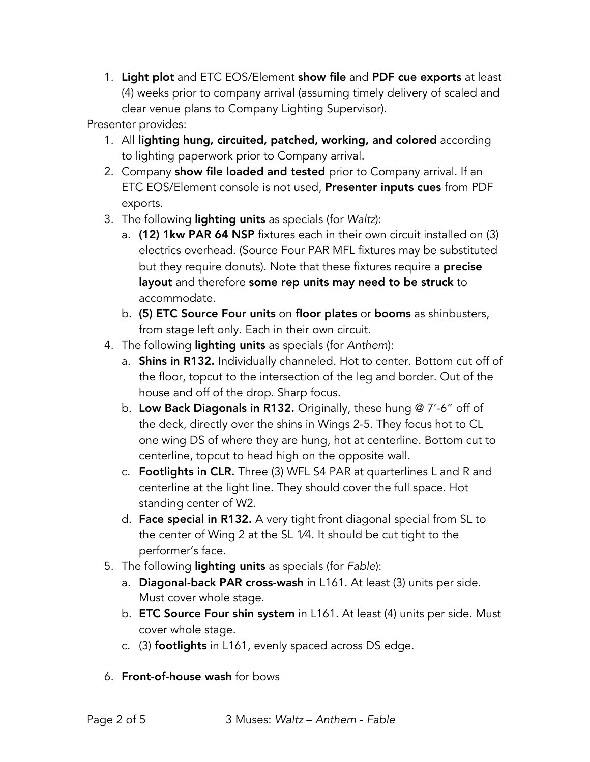1. **Light plot** and ETC EOS/Element **show file** and **PDF cue exports** at least (4) weeks prior to company arrival (assuming timely delivery of scaled and clear venue plans to Company Lighting Supervisor).

Presenter provides:

1. All **lighting hung, circuited, patched, working, and colored** according to lighting paperwork prior to Company arrival.
2. Company **show file loaded and tested** prior to Company arrival. If an ETC EOS/Element console is not used, **Presenter inputs cues** from PDF exports.
3. The following **lighting units** as specials (for *Waltz*):
   a. **(12) 1kw PAR 64 NSP** fixtures each in their own circuit installed on (3) electrics overhead. (Source Four PAR MFL fixtures may be substituted but they require donuts). Note that these fixtures require a **precise layout** and therefore **some rep units may need to be struck** to accommodate.
   b. **(5) ETC Source Four units** on **floor plates** or **booms** as shinbusters, from stage left only. Each in their own circuit.
4. The following **lighting units** as specials (for *Anthem*):
   a. **Shins in R132.** Individually channeled. Hot to center. Bottom cut off of the floor, topcut to the intersection of the leg and border. Out of the house and off of the drop. Sharp focus.
   b. **Low Back Diagonals in R132.** Originally, these hung @ 7'-6" off of the deck, directly over the shins in Wings 2-5. They focus hot to CL one wing DS of where they are hung, hot at centerline. Bottom cut to centerline, topcut to head high on the opposite wall.
   c. **Footlights in CLR.** Three (3) WFL S4 PAR at quarterlines L and R and centerline at the light line. They should cover the full space. Hot standing center of W2.
   d. **Face special in R132.** A very tight front diagonal special from SL to the center of Wing 2 at the SL 1⁄4. It should be cut tight to the performer's face.
5. The following **lighting units** as specials (for *Fable*):
   a. **Diagonal-back PAR cross-wash** in L161. At least (3) units per side. Must cover whole stage.
   b. **ETC Source Four shin system** in L161. At least (4) units per side. Must cover whole stage.
   c. (3) **footlights** in L161, evenly spaced across DS edge.
6. **Front-of-house wash** for bows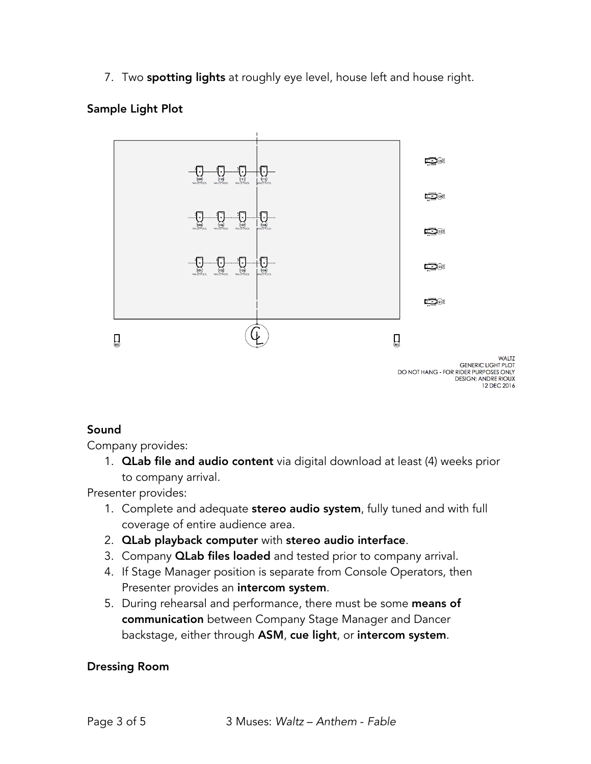7. Two **spotting lights** at roughly eye level, house left and house right.

**Sample Light Plot**

WALTZ
GENERIC LIGHT PLOT
DO NOT HANG - FOR RIDER PURPOSES ONLY
DESIGN: ANDRE RIOUX
12 DEC 2016

**Sound**

Company provides:

1. **QLab file and audio content** via digital download at least (4) weeks prior to company arrival.

Presenter provides:

1. Complete and adequate **stereo audio system**, fully tuned and with full coverage of entire audience area.
2. **QLab playback computer** with **stereo audio interface**.
3. Company **QLab files loaded** and tested prior to company arrival.
4. If Stage Manager position is separate from Console Operators, then Presenter provides an **intercom system**.
5. During rehearsal and performance, there must be some **means of communication** between Company Stage Manager and Dancer backstage, either through **ASM**, **cue light**, or **intercom system**.

**Dressing Room**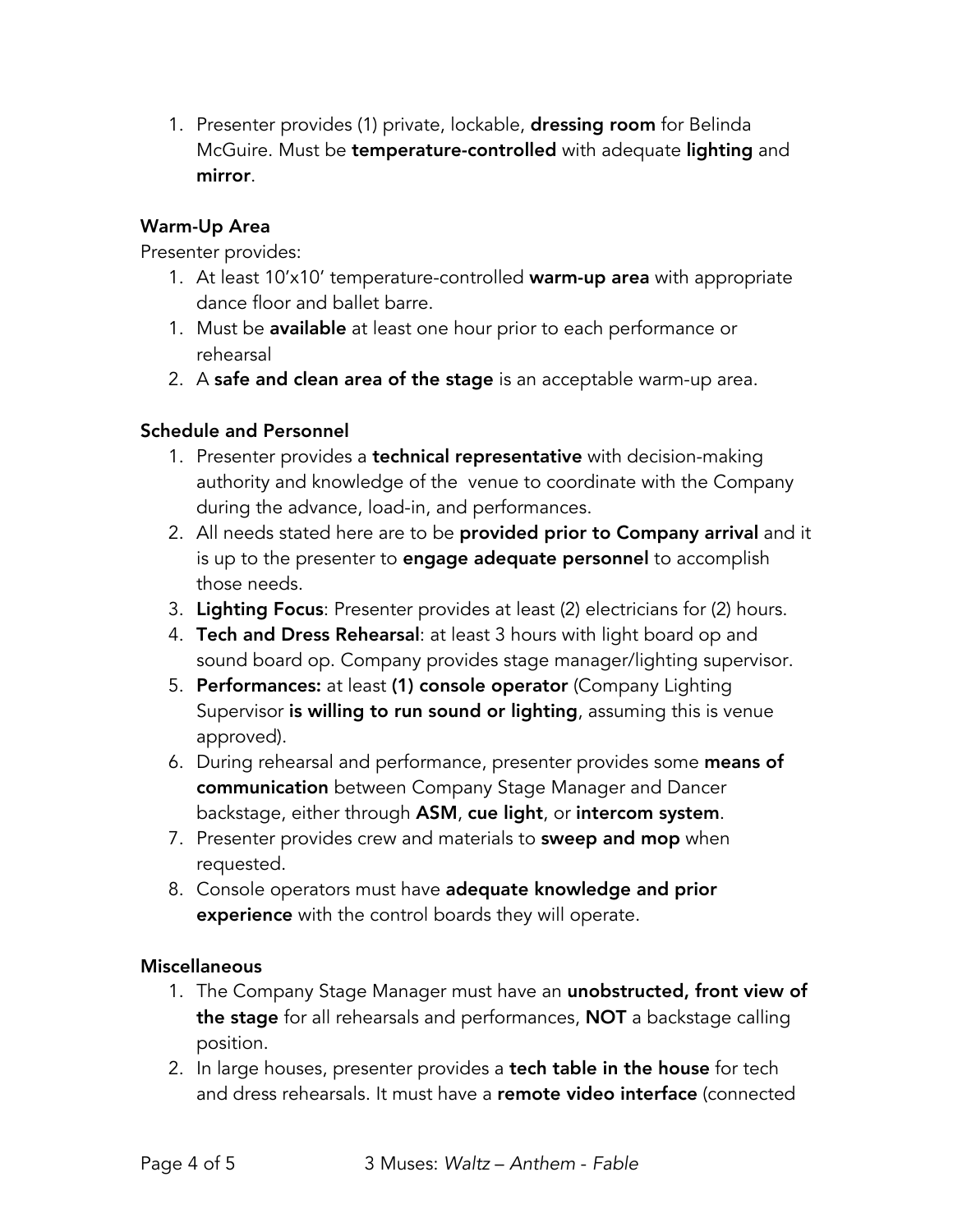1. Presenter provides (1) private, lockable, **dressing room** for Belinda McGuire. Must be **temperature-controlled** with adequate **lighting** and **mirror**.

### Warm-Up Area

Presenter provides:

1. At least 10'x10' temperature-controlled **warm-up area** with appropriate dance floor and ballet barre.
1. Must be **available** at least one hour prior to each performance or rehearsal
2. A **safe and clean area of the stage** is an acceptable warm-up area.

### Schedule and Personnel

1. Presenter provides a **technical representative** with decision-making authority and knowledge of the venue to coordinate with the Company during the advance, load-in, and performances.
2. All needs stated here are to be **provided prior to Company arrival** and it is up to the presenter to **engage adequate personnel** to accomplish those needs.
3. **Lighting Focus**: Presenter provides at least (2) electricians for (2) hours.
4. **Tech and Dress Rehearsal**: at least 3 hours with light board op and sound board op. Company provides stage manager/lighting supervisor.
5. **Performances:** at least **(1) console operator** (Company Lighting Supervisor **is willing to run sound or lighting**, assuming this is venue approved).
6. During rehearsal and performance, presenter provides some **means of communication** between Company Stage Manager and Dancer backstage, either through **ASM**, **cue light**, or **intercom system**.
7. Presenter provides crew and materials to **sweep and mop** when requested.
8. Console operators must have **adequate knowledge and prior experience** with the control boards they will operate.

### Miscellaneous

1. The Company Stage Manager must have an **unobstructed, front view of the stage** for all rehearsals and performances, **NOT** a backstage calling position.
2. In large houses, presenter provides a **tech table in the house** for tech and dress rehearsals. It must have a **remote video interface** (connected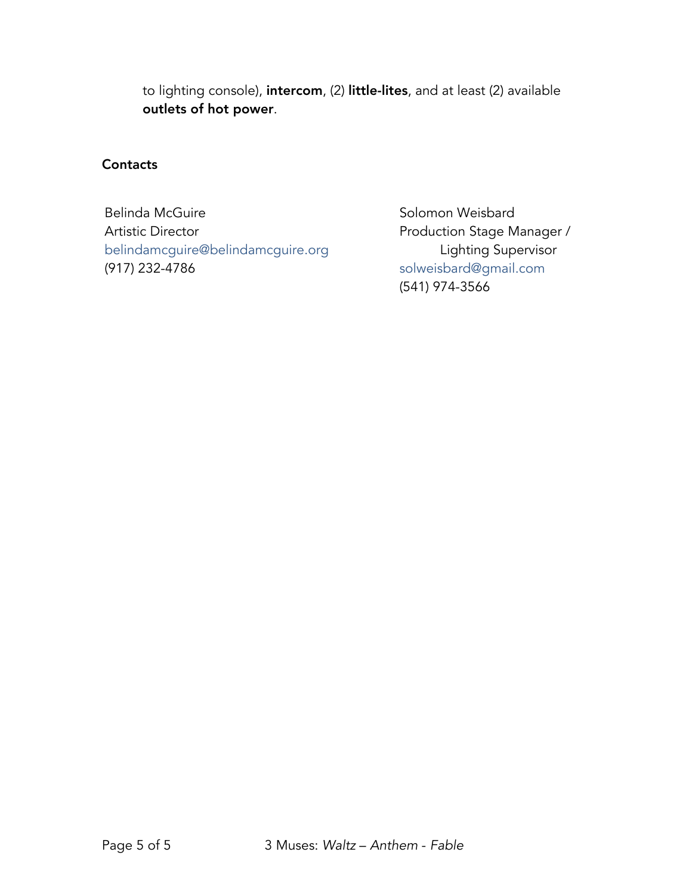to lighting console), **intercom**, (2) **little-lites**, and at least (2) available **outlets of hot power**.

### Contacts

Belinda McGuire
Artistic Director
belindamcguire@belindamcguire.org
(917) 232-4786

Solomon Weisbard
Production Stage Manager / Lighting Supervisor
solweisbard@gmail.com
(541) 974-3566